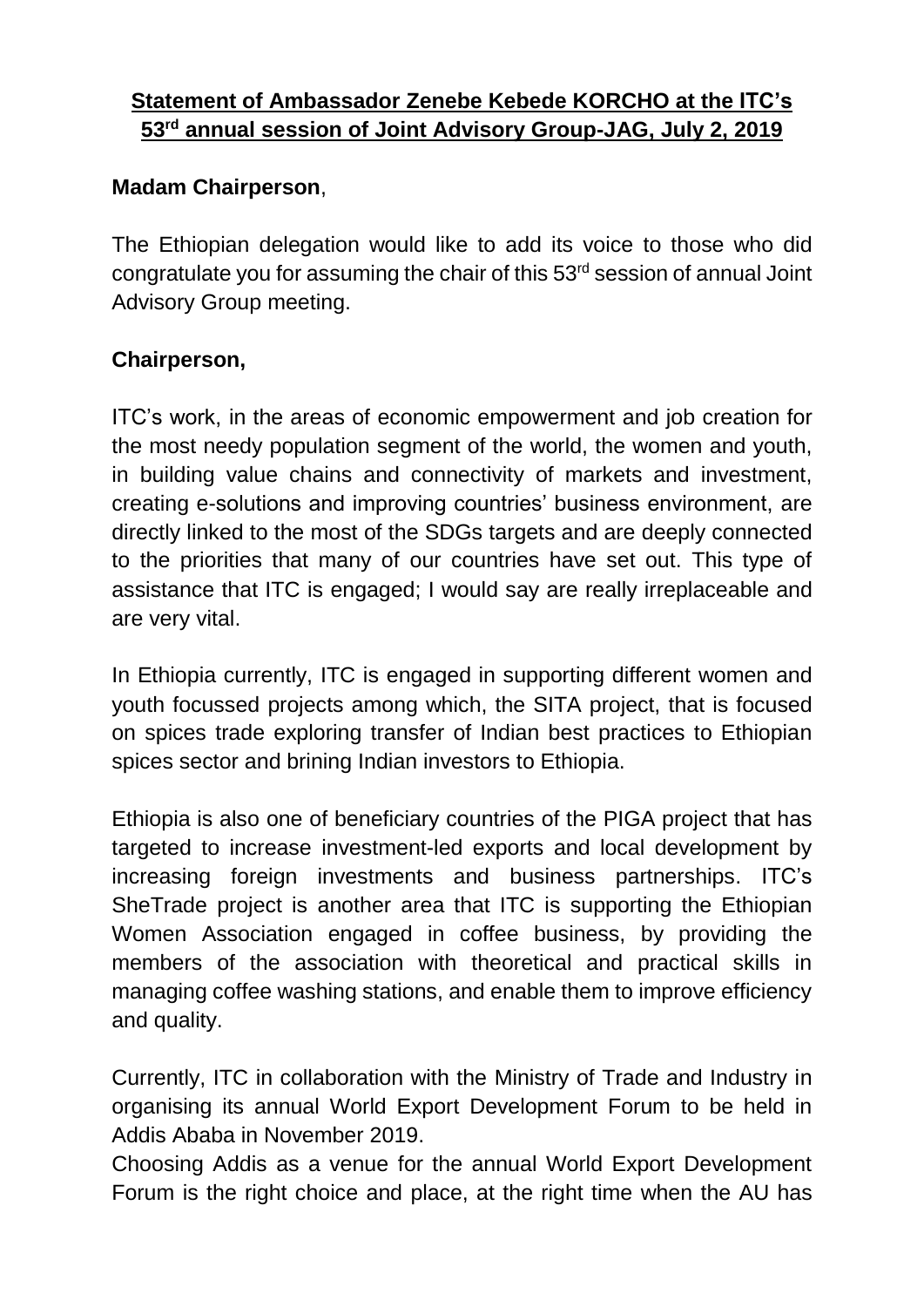**Statement of Ambassador Zenebe Kebede KORCHO at the ITC's 53rd annual session of Joint Advisory Group-JAG, July 2, 2019**

**Madam Chairperson**,

The Ethiopian delegation would like to add its voice to those who did congratulate you for assuming the chair of this 53rd session of annual Joint Advisory Group meeting.

**Chairperson,**

ITC's work, in the areas of economic empowerment and job creation for the most needy population segment of the world, the women and youth, in building value chains and connectivity of markets and investment, creating e-solutions and improving countries' business environment, are directly linked to the most of the SDGs targets and are deeply connected to the priorities that many of our countries have set out. This type of assistance that ITC is engaged; I would say are really irreplaceable and are very vital.

In Ethiopia currently, ITC is engaged in supporting different women and youth focussed projects among which, the SITA project, that is focused on spices trade exploring transfer of Indian best practices to Ethiopian spices sector and brining Indian investors to Ethiopia.

Ethiopia is also one of beneficiary countries of the PIGA project that has targeted to increase investment-led exports and local development by increasing foreign investments and business partnerships. ITC's SheTrade project is another area that ITC is supporting the Ethiopian Women Association engaged in coffee business, by providing the members of the association with theoretical and practical skills in managing coffee washing stations, and enable them to improve efficiency and quality.

Currently, ITC in collaboration with the Ministry of Trade and Industry in organising its annual World Export Development Forum to be held in Addis Ababa in November 2019.

Choosing Addis as a venue for the annual World Export Development Forum is the right choice and place, at the right time when the AU has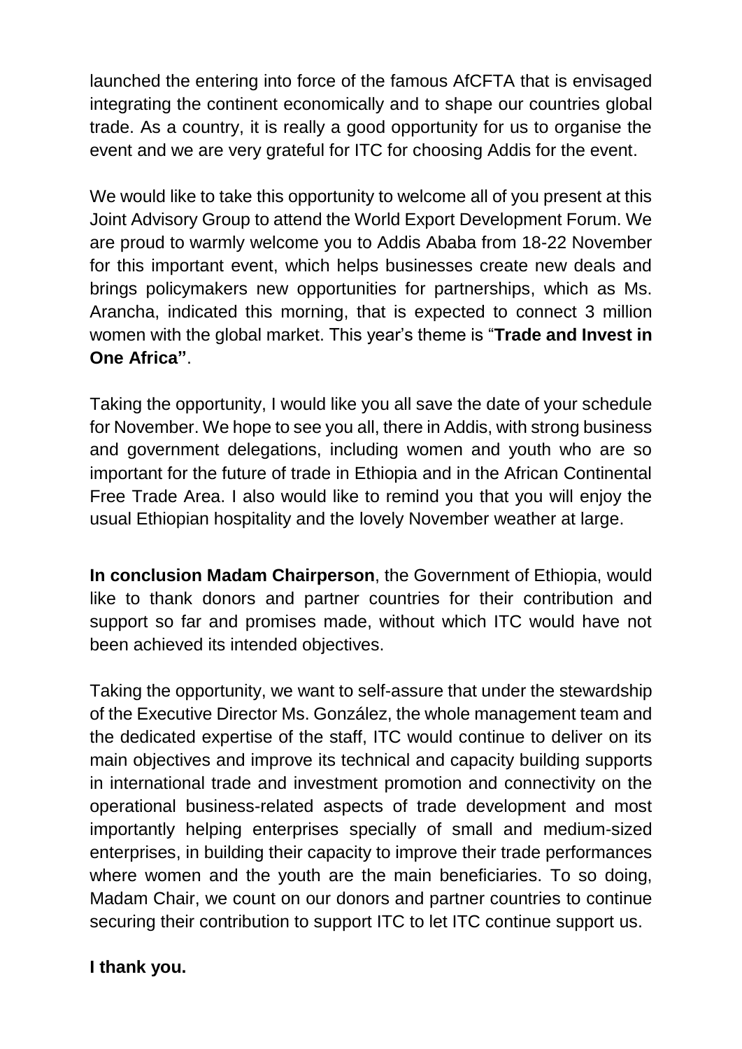launched the entering into force of the famous AfCFTA that is envisaged integrating the continent economically and to shape our countries global trade. As a country, it is really a good opportunity for us to organise the event and we are very grateful for ITC for choosing Addis for the event.

We would like to take this opportunity to welcome all of you present at this Joint Advisory Group to attend the World Export Development Forum. We are proud to warmly welcome you to Addis Ababa from 18-22 November for this important event, which helps businesses create new deals and brings policymakers new opportunities for partnerships, which as Ms. Arancha, indicated this morning, that is expected to connect 3 million women with the global market. This year's theme is "**Trade and Invest in One Africa"**.

Taking the opportunity, I would like you all save the date of your schedule for November. We hope to see you all, there in Addis, with strong business and government delegations, including women and youth who are so important for the future of trade in Ethiopia and in the African Continental Free Trade Area. I also would like to remind you that you will enjoy the usual Ethiopian hospitality and the lovely November weather at large.

**In conclusion Madam Chairperson**, the Government of Ethiopia, would like to thank donors and partner countries for their contribution and support so far and promises made, without which ITC would have not been achieved its intended objectives.

Taking the opportunity, we want to self-assure that under the stewardship of the Executive Director Ms. González, the whole management team and the dedicated expertise of the staff, ITC would continue to deliver on its main objectives and improve its technical and capacity building supports in international trade and investment promotion and connectivity on the operational business-related aspects of trade development and most importantly helping enterprises specially of small and medium-sized enterprises, in building their capacity to improve their trade performances where women and the youth are the main beneficiaries. To so doing, Madam Chair, we count on our donors and partner countries to continue securing their contribution to support ITC to let ITC continue support us.

**I thank you.**